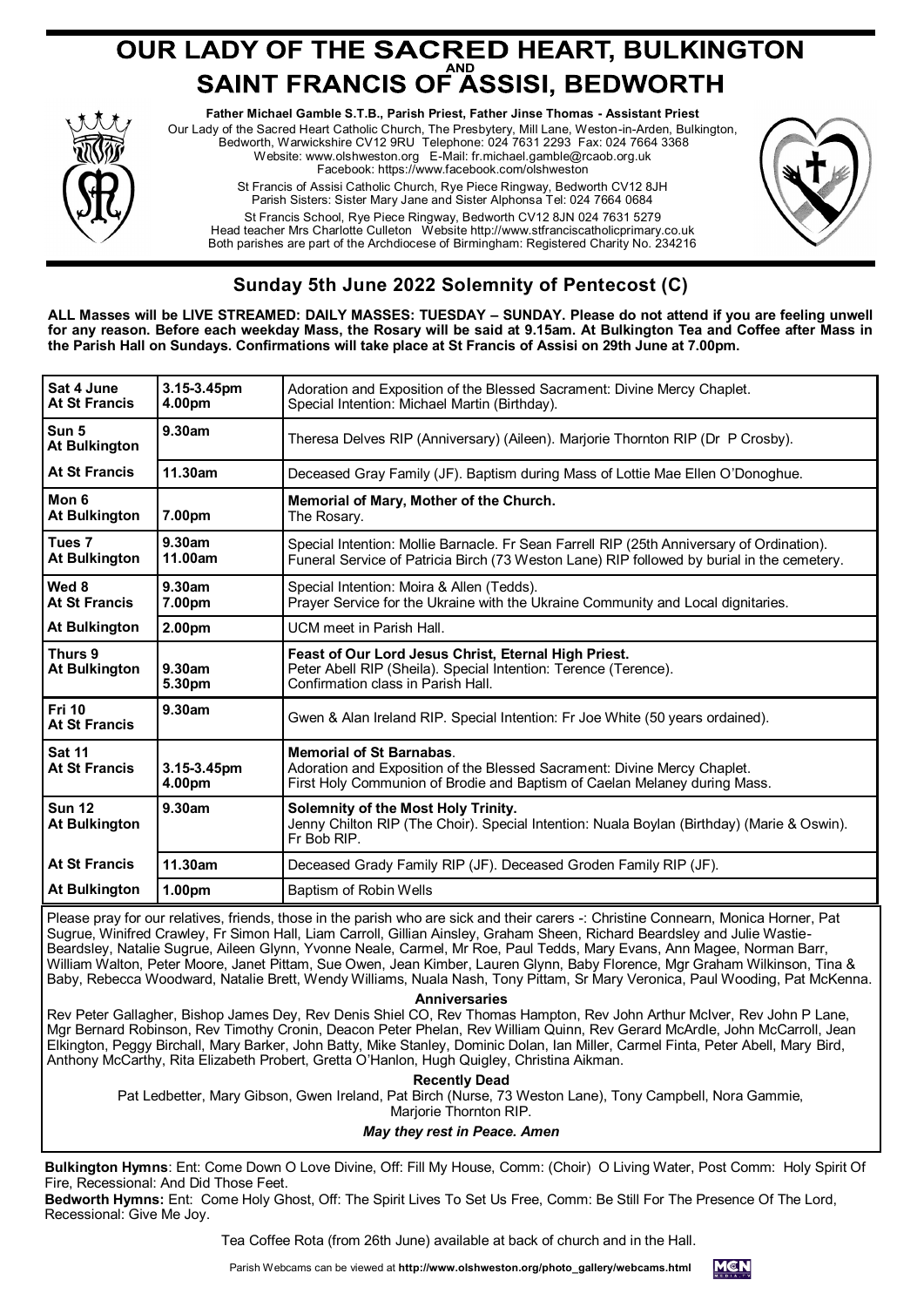# OUR LADY OF THE SACRED HEART, BULKINGTON AND SAINT FRANCIS OF ASSISI, BEDWORTH

**Father Michael Gamble S.T.B., Parish Priest, Father Jinse Thomas - Assistant Priest**

Our Lady of the Sacred Heart Catholic Church, The Presbytery, Mill Lane, Weston-in-Arden, Bulkington, Bedworth, Warwickshire CV12 9RU Telephone: 024 7631 2293 Fax: 024 7664 3368
Website: www.olshweston.org E-Mail: fr.michael.gamble@rcaob.org.uk
Facebook: https://www.facebook.com/olshweston

St Francis of Assisi Catholic Church, Rye Piece Ringway, Bedworth CV12 8JH
Parish Sisters: Sister Mary Jane and Sister Alphonsa Tel: 024 7664 0684

St Francis School, Rye Piece Ringway, Bedworth CV12 8JN 024 7631 5279
Head teacher Mrs Charlotte Culleton Website http://www.stfranciscatholicprimary.co.uk
Both parishes are part of the Archdiocese of Birmingham: Registered Charity No. 234216

## Sunday 5th June 2022 Solemnity of Pentecost (C)

**ALL Masses will be LIVE STREAMED: DAILY MASSES: TUESDAY – SUNDAY. Please do not attend if you are feeling unwell for any reason. Before each weekday Mass, the Rosary will be said at 9.15am. At Bulkington Tea and Coffee after Mass in the Parish Hall on Sundays. Confirmations will take place at St Francis of Assisi on 29th June at 7.00pm.**

| Day | Time | Details |
|---|---|---|
| **Sat 4 June At St Francis** | **3.15-3.45pm 4.00pm** | Adoration and Exposition of the Blessed Sacrament: Divine Mercy Chaplet. Special Intention: Michael Martin (Birthday). |
| **Sun 5 At Bulkington** | **9.30am** | Theresa Delves RIP (Anniversary) (Aileen). Marjorie Thornton RIP (Dr P Crosby). |
| **At St Francis** | **11.30am** | Deceased Gray Family (JF). Baptism during Mass of Lottie Mae Ellen O'Donoghue. |
| **Mon 6 At Bulkington** | **7.00pm** | **Memorial of Mary, Mother of the Church.** The Rosary. |
| **Tues 7 At Bulkington** | **9.30am 11.00am** | Special Intention: Mollie Barnacle. Fr Sean Farrell RIP (25th Anniversary of Ordination). Funeral Service of Patricia Birch (73 Weston Lane) RIP followed by burial in the cemetery. |
| **Wed 8 At St Francis** | **9.30am 7.00pm** | Special Intention: Moira & Allen (Tedds). Prayer Service for the Ukraine with the Ukraine Community and Local dignitaries. |
| **At Bulkington** | **2.00pm** | UCM meet in Parish Hall. |
| **Thurs 9 At Bulkington** | **9.30am 5.30pm** | **Feast of Our Lord Jesus Christ, Eternal High Priest.** Peter Abell RIP (Sheila). Special Intention: Terence (Terence). Confirmation class in Parish Hall. |
| **Fri 10 At St Francis** | **9.30am** | Gwen & Alan Ireland RIP. Special Intention: Fr Joe White (50 years ordained). |
| **Sat 11 At St Francis** | **3.15-3.45pm 4.00pm** | **Memorial of St Barnabas**. Adoration and Exposition of the Blessed Sacrament: Divine Mercy Chaplet. First Holy Communion of Brodie and Baptism of Caelan Melaney during Mass. |
| **Sun 12 At Bulkington** | **9.30am** | **Solemnity of the Most Holy Trinity.** Jenny Chilton RIP (The Choir). Special Intention: Nuala Boylan (Birthday) (Marie & Oswin). Fr Bob RIP. |
| **At St Francis** | **11.30am** | Deceased Grady Family RIP (JF). Deceased Groden Family RIP (JF). |
| **At Bulkington** | **1.00pm** | Baptism of Robin Wells |

Please pray for our relatives, friends, those in the parish who are sick and their carers -: Christine Connearn, Monica Horner, Pat Sugrue, Winifred Crawley, Fr Simon Hall, Liam Carroll, Gillian Ainsley, Graham Sheen, Richard Beardsley and Julie Wastie-Beardsley, Natalie Sugrue, Aileen Glynn, Yvonne Neale, Carmel, Mr Roe, Paul Tedds, Mary Evans, Ann Magee, Norman Barr, William Walton, Peter Moore, Janet Pittam, Sue Owen, Jean Kimber, Lauren Glynn, Baby Florence, Mgr Graham Wilkinson, Tina & Baby, Rebecca Woodward, Natalie Brett, Wendy Williams, Nuala Nash, Tony Pittam, Sr Mary Veronica, Paul Wooding, Pat McKenna.

**Anniversaries**

Rev Peter Gallagher, Bishop James Dey, Rev Denis Shiel CO, Rev Thomas Hampton, Rev John Arthur McIver, Rev John P Lane, Mgr Bernard Robinson, Rev Timothy Cronin, Deacon Peter Phelan, Rev William Quinn, Rev Gerard McArdle, John McCarroll, Jean Elkington, Peggy Birchall, Mary Barker, John Batty, Mike Stanley, Dominic Dolan, Ian Miller, Carmel Finta, Peter Abell, Mary Bird, Anthony McCarthy, Rita Elizabeth Probert, Gretta O'Hanlon, Hugh Quigley, Christina Aikman.

**Recently Dead**

Pat Ledbetter, Mary Gibson, Gwen Ireland, Pat Birch (Nurse, 73 Weston Lane), Tony Campbell, Nora Gammie, Marjorie Thornton RIP.

***May they rest in Peace. Amen***

**Bulkington Hymns**: Ent: Come Down O Love Divine, Off: Fill My House, Comm: (Choir) O Living Water, Post Comm: Holy Spirit Of Fire, Recessional: And Did Those Feet.

**Bedworth Hymns:** Ent: Come Holy Ghost, Off: The Spirit Lives To Set Us Free, Comm: Be Still For The Presence Of The Lord, Recessional: Give Me Joy.

Tea Coffee Rota (from 26th June) available at back of church and in the Hall.

Parish Webcams can be viewed at **http://www.olshweston.org/photo_gallery/webcams.html**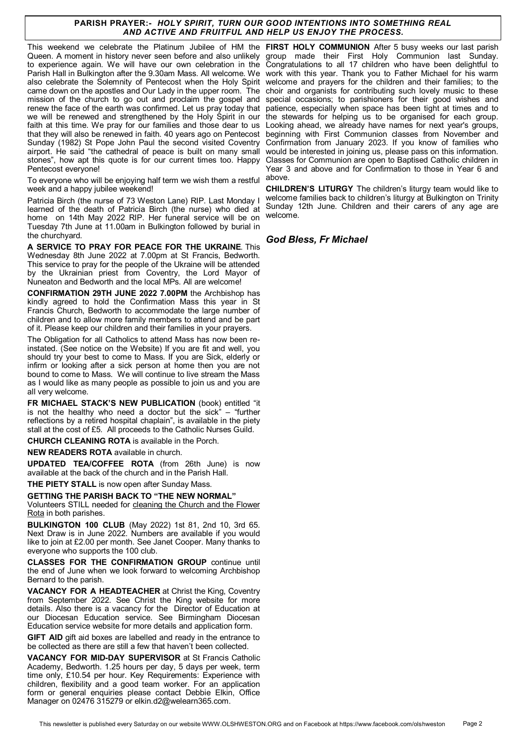**PARISH PRAYER:-** ***HOLY SPIRIT, TURN OUR GOOD INTENTIONS INTO SOMETHING REAL AND ACTIVE AND FRUITFUL AND HELP US ENJOY THE PROCESS.***

This weekend we celebrate the Platinum Jubilee of HM the Queen. A moment in history never seen before and also unlikely to experience again. We will have our own celebration in the Parish Hall in Bulkington after the 9.30am Mass. All welcome. We also celebrate the Solemnity of Pentecost when the Holy Spirit came down on the apostles and Our Lady in the upper room. The mission of the church to go out and proclaim the gospel and renew the face of the earth was confirmed. Let us pray today that we will be renewed and strengthened by the Holy Spirit in our faith at this time. We pray for our families and those dear to us that they will also be renewed in faith. 40 years ago on Pentecost Sunday (1982) St Pope John Paul the second visited Coventry airport. He said "the cathedral of peace is built on many small stones", how apt this quote is for our current times too. Happy Pentecost everyone!

To everyone who will be enjoying half term we wish them a restful week and a happy jubilee weekend!

Patricia Birch (the nurse of 73 Weston Lane) RIP. Last Monday I learned of the death of Patricia Birch (the nurse) who died at home on 14th May 2022 RIP. Her funeral service will be on Tuesday 7th June at 11.00am in Bulkington followed by burial in the churchyard.

**A SERVICE TO PRAY FOR PEACE FOR THE UKRAINE**. This Wednesday 8th June 2022 at 7.00pm at St Francis, Bedworth. This service to pray for the people of the Ukraine will be attended by the Ukrainian priest from Coventry, the Lord Mayor of Nuneaton and Bedworth and the local MPs. All are welcome!

**CONFIRMATION 29TH JUNE 2022 7.00PM** the Archbishop has kindly agreed to hold the Confirmation Mass this year in St Francis Church, Bedworth to accommodate the large number of children and to allow more family members to attend and be part of it. Please keep our children and their families in your prayers.

The Obligation for all Catholics to attend Mass has now been re-instated. (See notice on the Website) If you are fit and well, you should try your best to come to Mass. If you are Sick, elderly or infirm or looking after a sick person at home then you are not bound to come to Mass. We will continue to live stream the Mass as I would like as many people as possible to join us and you are all very welcome.

**FR MICHAEL STACK'S NEW PUBLICATION** (book) entitled "it is not the healthy who need a doctor but the sick" – "further reflections by a retired hospital chaplain", is available in the piety stall at the cost of £5. All proceeds to the Catholic Nurses Guild.

**CHURCH CLEANING ROTA** is available in the Porch.

**NEW READERS ROTA** available in church.

**UPDATED TEA/COFFEE ROTA** (from 26th June) is now available at the back of the church and in the Parish Hall.

**THE PIETY STALL** is now open after Sunday Mass.

**GETTING THE PARISH BACK TO "THE NEW NORMAL"**
Volunteers STILL needed for cleaning the Church and the Flower Rota in both parishes.

**BULKINGTON 100 CLUB** (May 2022) 1st 81, 2nd 10, 3rd 65. Next Draw is in June 2022. Numbers are available if you would like to join at £2.00 per month. See Janet Cooper. Many thanks to everyone who supports the 100 club.

**CLASSES FOR THE CONFIRMATION GROUP** continue until the end of June when we look forward to welcoming Archbishop Bernard to the parish.

**VACANCY FOR A HEADTEACHER** at Christ the King, Coventry from September 2022. See Christ the King website for more details. Also there is a vacancy for the Director of Education at our Diocesan Education service. See Birmingham Diocesan Education service website for more details and application form.

**GIFT AID** gift aid boxes are labelled and ready in the entrance to be collected as there are still a few that haven't been collected.

**VACANCY FOR MID-DAY SUPERVISOR** at St Francis Catholic Academy, Bedworth. 1.25 hours per day, 5 days per week, term time only, £10.54 per hour. Key Requirements: Experience with children, flexibility and a good team worker. For an application form or general enquiries please contact Debbie Elkin, Office Manager on 02476 315279 or elkin.d2@welearn365.com.

**FIRST HOLY COMMUNION** After 5 busy weeks our last parish group made their First Holy Communion last Sunday. Congratulations to all 17 children who have been delightful to work with this year. Thank you to Father Michael for his warm welcome and prayers for the children and their families; to the choir and organists for contributing such lovely music to these special occasions; to parishioners for their good wishes and patience, especially when space has been tight at times and to the stewards for helping us to be organised for each group. Looking ahead, we already have names for next year's groups, beginning with First Communion classes from November and Confirmation from January 2023. If you know of families who would be interested in joining us, please pass on this information. Classes for Communion are open to Baptised Catholic children in Year 3 and above and for Confirmation to those in Year 6 and above.

**CHILDREN'S LITURGY** The children's liturgy team would like to welcome families back to children's liturgy at Bulkington on Trinity Sunday 12th June. Children and their carers of any age are welcome.

***God Bless, Fr Michael***

This newsletter is published every Saturday on our website WWW.OLSHWESTON.ORG and on Facebook at https://www.facebook.com/olshweston